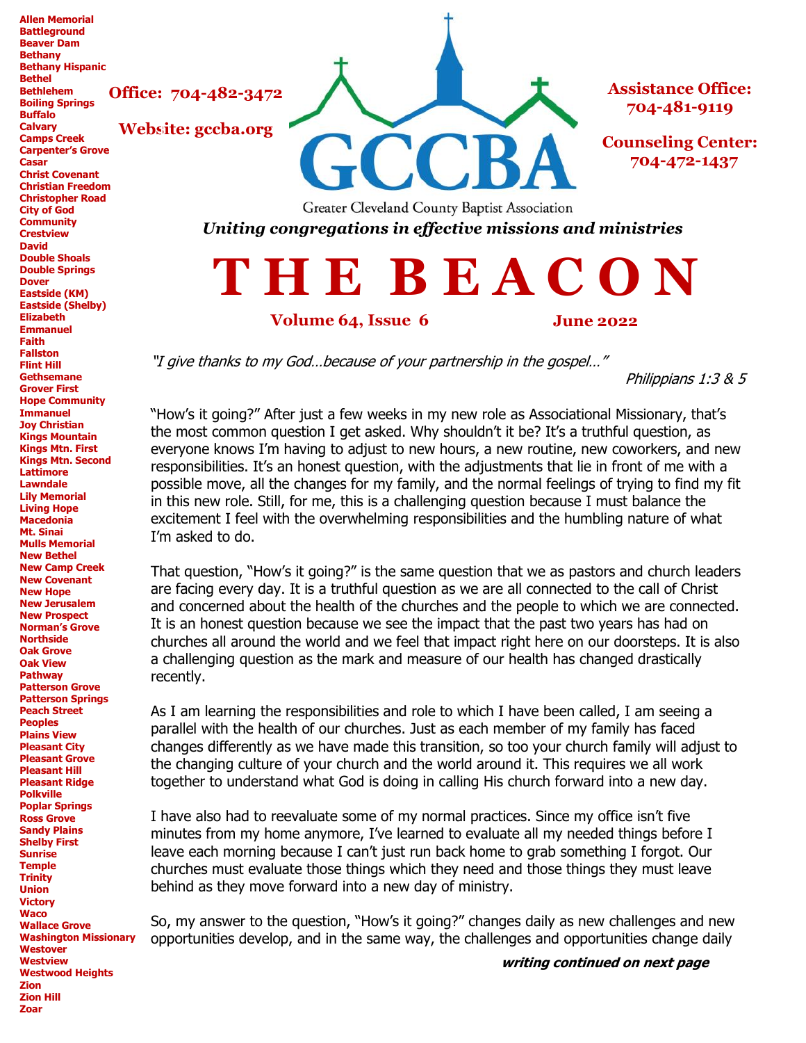Office: 704-482-3472

Website: gccba.org

# GCCBA

Greater Cleveland County Baptist Association

Assistance Office: 704-481-9119

Counseling Center: 704-472-1437

***Uniting congregations in effective missions and ministries***

# THE BEACON

**Volume 64, Issue 6** **June 2022**

**Allen Memorial**
**Battleground**
**Beaver Dam**
**Bethany**
**Bethany Hispanic**
**Bethel**
**Bethlehem**
**Boiling Springs**
**Buffalo**
**Calvary**
**Camps Creek**
**Carpenter's Grove**
**Casar**
**Christ Covenant**
**Christian Freedom**
**Christopher Road**
**City of God**
**Community**
**Crestview**
**David**
**Double Shoals**
**Double Springs**
**Dover**
**Eastside (KM)**
**Eastside (Shelby)**
**Elizabeth**
**Emmanuel**
**Faith**
**Fallston**
**Flint Hill**
**Gethsemane**
**Grover First**
**Hope Community**
**Immanuel**
**Joy Christian**
**Kings Mountain**
**Kings Mtn. First**
**Kings Mtn. Second**
**Lattimore**
**Lawndale**
**Lily Memorial**
**Living Hope**
**Macedonia**
**Mt. Sinai**
**Mulls Memorial**
**New Bethel**
**New Camp Creek**
**New Covenant**
**New Hope**
**New Jerusalem**
**New Prospect**
**Norman's Grove**
**Northside**
**Oak Grove**
**Oak View**
**Pathway**
**Patterson Grove**
**Patterson Springs**
**Peach Street**
**Peoples**
**Plains View**
**Pleasant City**
**Pleasant Grove**
**Pleasant Hill**
**Pleasant Ridge**
**Polkville**
**Poplar Springs**
**Ross Grove**
**Sandy Plains**
**Shelby First**
**Sunrise**
**Temple**
**Trinity**
**Union**
**Victory**
**Waco**
**Wallace Grove**
**Washington Missionary**
**Westover**
**Westview**
**Westwood Heights**
**Zion**
**Zion Hill**
**Zoar**

*"I give thanks to my God…because of your partnership in the gospel…"*

*Philippians 1:3 & 5*

"How's it going?" After just a few weeks in my new role as Associational Missionary, that's the most common question I get asked. Why shouldn't it be? It's a truthful question, as everyone knows I'm having to adjust to new hours, a new routine, new coworkers, and new responsibilities. It's an honest question, with the adjustments that lie in front of me with a possible move, all the changes for my family, and the normal feelings of trying to find my fit in this new role. Still, for me, this is a challenging question because I must balance the excitement I feel with the overwhelming responsibilities and the humbling nature of what I'm asked to do.

That question, "How's it going?" is the same question that we as pastors and church leaders are facing every day. It is a truthful question as we are all connected to the call of Christ and concerned about the health of the churches and the people to which we are connected. It is an honest question because we see the impact that the past two years has had on churches all around the world and we feel that impact right here on our doorsteps. It is also a challenging question as the mark and measure of our health has changed drastically recently.

As I am learning the responsibilities and role to which I have been called, I am seeing a parallel with the health of our churches. Just as each member of my family has faced changes differently as we have made this transition, so too your church family will adjust to the changing culture of your church and the world around it. This requires we all work together to understand what God is doing in calling His church forward into a new day.

I have also had to reevaluate some of my normal practices. Since my office isn't five minutes from my home anymore, I've learned to evaluate all my needed things before I leave each morning because I can't just run back home to grab something I forgot. Our churches must evaluate those things which they need and those things they must leave behind as they move forward into a new day of ministry.

So, my answer to the question, "How's it going?" changes daily as new challenges and new opportunities develop, and in the same way, the challenges and opportunities change daily

***writing continued on next page***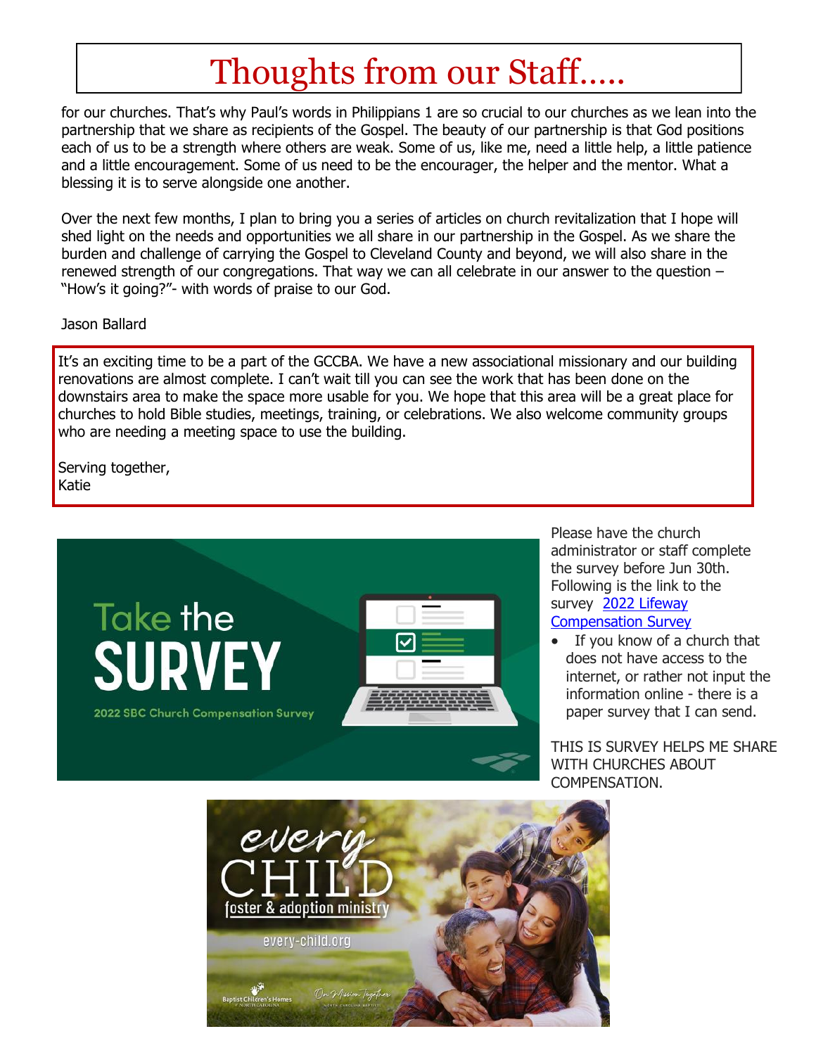# Thoughts from our Staff.....

for our churches. That's why Paul's words in Philippians 1 are so crucial to our churches as we lean into the partnership that we share as recipients of the Gospel. The beauty of our partnership is that God positions each of us to be a strength where others are weak. Some of us, like me, need a little help, a little patience and a little encouragement. Some of us need to be the encourager, the helper and the mentor. What a blessing it is to serve alongside one another.

Over the next few months, I plan to bring you a series of articles on church revitalization that I hope will shed light on the needs and opportunities we all share in our partnership in the Gospel. As we share the burden and challenge of carrying the Gospel to Cleveland County and beyond, we will also share in the renewed strength of our congregations. That way we can all celebrate in our answer to the question – "How's it going?"- with words of praise to our God.

Jason Ballard

It's an exciting time to be a part of the GCCBA. We have a new associational missionary and our building renovations are almost complete. I can't wait till you can see the work that has been done on the downstairs area to make the space more usable for you. We hope that this area will be a great place for churches to hold Bible studies, meetings, training, or celebrations. We also welcome community groups who are needing a meeting space to use the building.

Serving together,
Katie

Take the SURVEY

2022 SBC Church Compensation Survey

Please have the church administrator or staff complete the survey before Jun 30th. Following is the link to the survey [2022 Lifeway Compensation Survey]

- If you know of a church that does not have access to the internet, or rather not input the information online - there is a paper survey that I can send.

THIS IS SURVEY HELPS ME SHARE WITH CHURCHES ABOUT COMPENSATION.

every CHILD foster & adoption ministry

every-child.org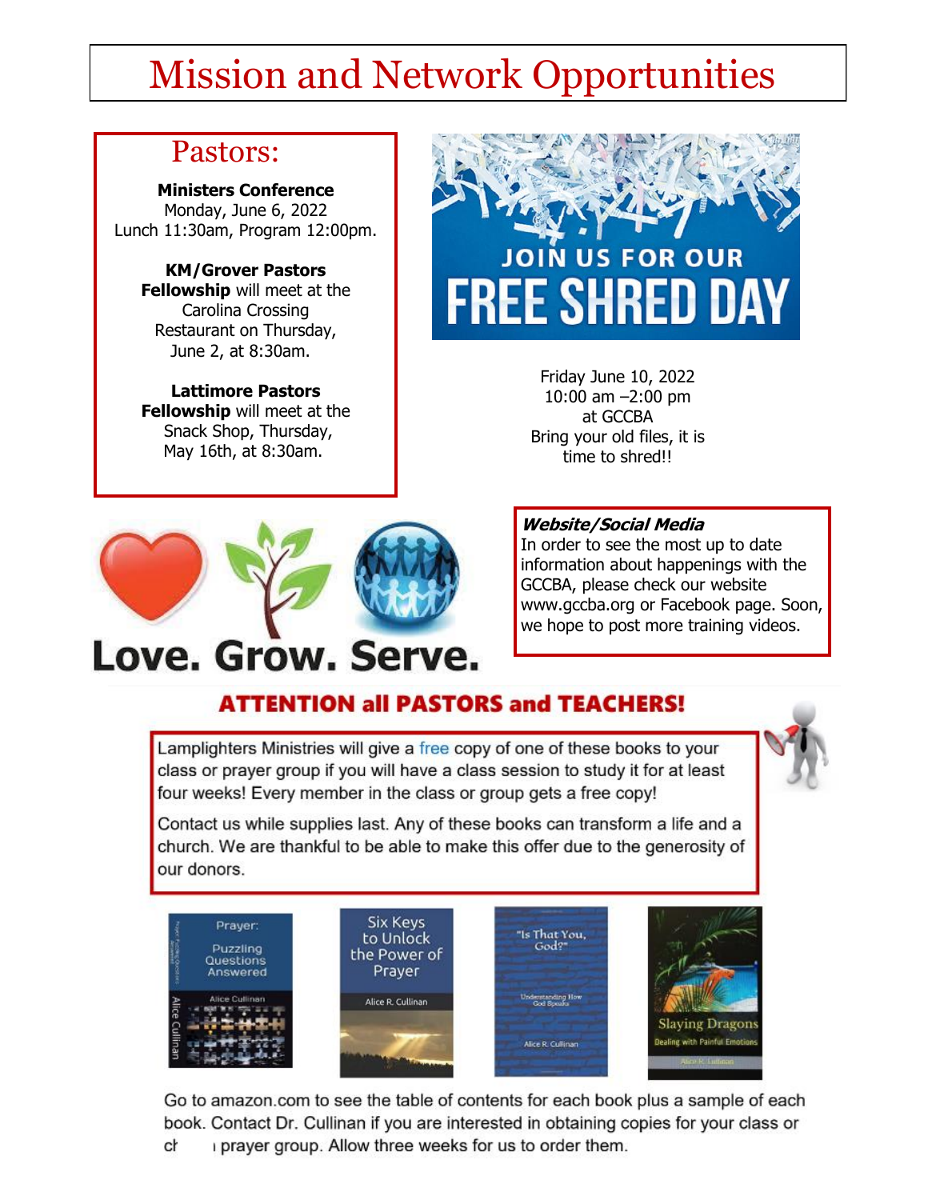# Mission and Network Opportunities

## Pastors:

**Ministers Conference**
Monday, June 6, 2022
Lunch 11:30am, Program 12:00pm.

**KM/Grover Pastors Fellowship** will meet at the Carolina Crossing Restaurant on Thursday, June 2, at 8:30am.

**Lattimore Pastors Fellowship** will meet at the Snack Shop, Thursday, May 16th, at 8:30am.

JOIN US FOR OUR
FREE SHRED DAY

Friday June 10, 2022
10:00 am –2:00 pm
at GCCBA
Bring your old files, it is time to shred!!

Love. Grow. Serve.

***Website/Social Media***
In order to see the most up to date information about happenings with the GCCBA, please check our website www.gccba.org or Facebook page. Soon, we hope to post more training videos.

## ATTENTION all PASTORS and TEACHERS!

Lamplighters Ministries will give a free copy of one of these books to your class or prayer group if you will have a class session to study it for at least four weeks! Every member in the class or group gets a free copy!

Contact us while supplies last. Any of these books can transform a life and a church. We are thankful to be able to make this offer due to the generosity of our donors.

Prayer: Puzzling Questions Answered — Alice Cullinan

Six Keys to Unlock the Power of Prayer — Alice R. Cullinan

"Is That You, God?" Understanding How God Speaks — Alice R. Cullinan

Slaying Dragons: Dealing with Painful Emotions — Alice R. Cullinan

Go to amazon.com to see the table of contents for each book plus a sample of each book. Contact Dr. Cullinan if you are interested in obtaining copies for your class or ch   prayer group. Allow three weeks for us to order them.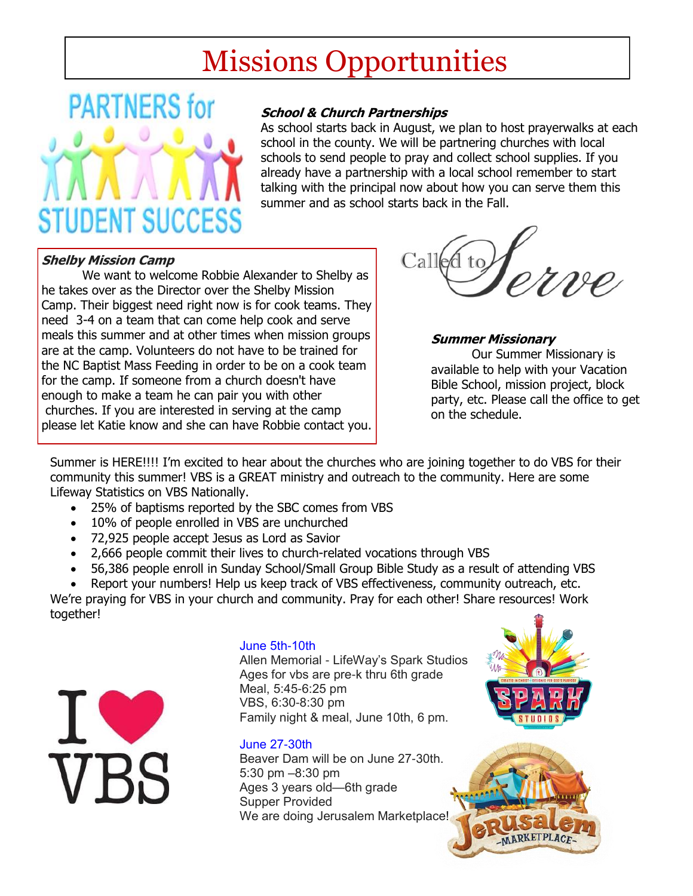# Missions Opportunities

PARTNERS for STUDENT SUCCESS

### *School & Church Partnerships*

As school starts back in August, we plan to host prayerwalks at each school in the county. We will be partnering churches with local schools to send people to pray and collect school supplies. If you already have a partnership with a local school remember to start talking with the principal now about how you can serve them this summer and as school starts back in the Fall.

### *Shelby Mission Camp*

We want to welcome Robbie Alexander to Shelby as he takes over as the Director over the Shelby Mission Camp. Their biggest need right now is for cook teams. They need 3-4 on a team that can come help cook and serve meals this summer and at other times when mission groups are at the camp. Volunteers do not have to be trained for the NC Baptist Mass Feeding in order to be on a cook team for the camp. If someone from a church doesn't have enough to make a team he can pair you with other churches. If you are interested in serving at the camp please let Katie know and she can have Robbie contact you.

Called to Serve

### *Summer Missionary*

Our Summer Missionary is available to help with your Vacation Bible School, mission project, block party, etc. Please call the office to get on the schedule.

Summer is HERE!!!! I'm excited to hear about the churches who are joining together to do VBS for their community this summer! VBS is a GREAT ministry and outreach to the community. Here are some Lifeway Statistics on VBS Nationally.

- 25% of baptisms reported by the SBC comes from VBS
- 10% of people enrolled in VBS are unchurched
- 72,925 people accept Jesus as Lord as Savior
- 2,666 people commit their lives to church-related vocations through VBS
- 56,386 people enroll in Sunday School/Small Group Bible Study as a result of attending VBS
- Report your numbers! Help us keep track of VBS effectiveness, community outreach, etc.

We're praying for VBS in your church and community. Pray for each other! Share resources! Work together!

I ♥ VBS

**June 5th-10th**
Allen Memorial - LifeWay's Spark Studios
Ages for vbs are pre-k thru 6th grade
Meal, 5:45-6:25 pm
VBS, 6:30-8:30 pm
Family night & meal, June 10th, 6 pm.

**June 27-30th**
Beaver Dam will be on June 27-30th.
5:30 pm –8:30 pm
Ages 3 years old—6th grade
Supper Provided
We are doing Jerusalem Marketplace!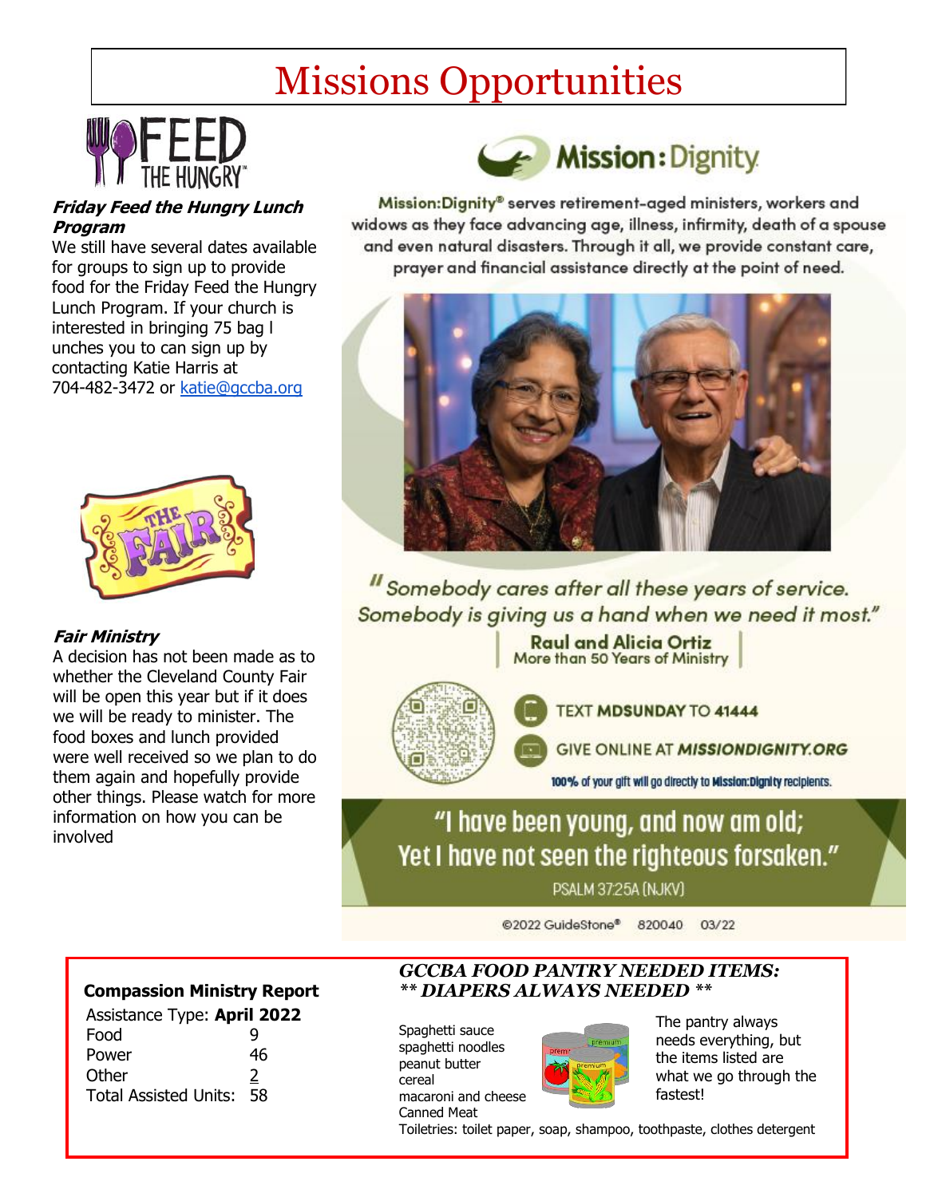# Missions Opportunities

FEED THE HUNGRY™

***Friday Feed the Hungry Lunch Program***

We still have several dates available for groups to sign up to provide food for the Friday Feed the Hungry Lunch Program. If your church is interested in bringing 75 bag l unches you to can sign up by contacting Katie Harris at 704-482-3472 or katie@gccba.org

THE FAIR

***Fair Ministry***

A decision has not been made as to whether the Cleveland County Fair will be open this year but if it does we will be ready to minister. The food boxes and lunch provided were well received so we plan to do them again and hopefully provide other things. Please watch for more information on how you can be involved

**Mission:Dignity**

Mission:Dignity® serves retirement-aged ministers, workers and widows as they face advancing age, illness, infirmity, death of a spouse and even natural disasters. Through it all, we provide constant care, prayer and financial assistance directly at the point of need.

*"Somebody cares after all these years of service. Somebody is giving us a hand when we need it most."*

**Raul and Alicia Ortiz**
More than 50 Years of Ministry

TEXT **MDSUNDAY** TO **41444**

GIVE ONLINE AT ***MISSIONDIGNITY.ORG***

**100%** of your gift will go directly to **Mission:Dignity** recipients.

"I have been young, and now am old; Yet I have not seen the righteous forsaken."

PSALM 37:25A (NJKV)

©2022 GuideStone® 820040 03/22

**Compassion Ministry Report**

| Assistance Type: **April 2022** | |
|---|---|
| Food | 9 |
| Power | 46 |
| Other | 2 |
| Total Assisted Units: | 58 |

***GCCBA FOOD PANTRY NEEDED ITEMS:***
***** DIAPERS ALWAYS NEEDED *****

Spaghetti sauce
spaghetti noodles
peanut butter
cereal
macaroni and cheese
Canned Meat
Toiletries: toilet paper, soap, shampoo, toothpaste, clothes detergent

The pantry always needs everything, but the items listed are what we go through the fastest!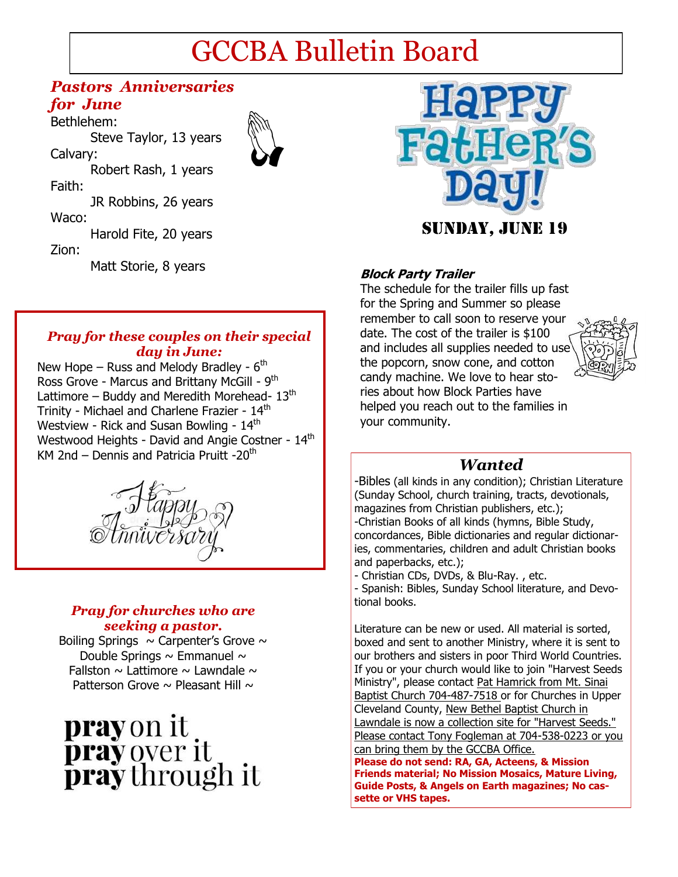# GCCBA Bulletin Board

## *Pastors Anniversaries for June*

Bethlehem:
Steve Taylor, 13 years

Calvary:
Robert Rash, 1 years

Faith:
JR Robbins, 26 years

Waco:
Harold Fite, 20 years

Zion:
Matt Storie, 8 years

### *Pray for these couples on their special day in June:*

New Hope – Russ and Melody Bradley - 6th
Ross Grove - Marcus and Brittany McGill - 9th
Lattimore – Buddy and Meredith Morehead- 13th
Trinity - Michael and Charlene Frazier - 14th
Westview - Rick and Susan Bowling - 14th
Westwood Heights - David and Angie Costner - 14th
KM 2nd – Dennis and Patricia Pruitt -20th

Happy Anniversary

### *Pray for churches who are seeking a pastor.*

Boiling Springs ~ Carpenter's Grove ~ Double Springs ~ Emmanuel ~ Fallston ~ Lattimore ~ Lawndale ~ Patterson Grove ~ Pleasant Hill ~

**pray** on it
**pray** over it
**pray** through it

Happy Father's Day!

SUNDAY, JUNE 19

### *Block Party Trailer*

The schedule for the trailer fills up fast for the Spring and Summer so please remember to call soon to reserve your date. The cost of the trailer is $100 and includes all supplies needed to use the popcorn, snow cone, and cotton candy machine. We love to hear stories about how Block Parties have helped you reach out to the families in your community.

### *Wanted*

-Bibles (all kinds in any condition); Christian Literature (Sunday School, church training, tracts, devotionals, magazines from Christian publishers, etc.);
-Christian Books of all kinds (hymns, Bible Study, concordances, Bible dictionaries and regular dictionaries, commentaries, children and adult Christian books and paperbacks, etc.);
- Christian CDs, DVDs, & Blu-Ray. , etc.
- Spanish: Bibles, Sunday School literature, and Devotional books.

Literature can be new or used. All material is sorted, boxed and sent to another Ministry, where it is sent to our brothers and sisters in poor Third World Countries. If you or your church would like to join "Harvest Seeds Ministry", please contact Pat Hamrick from Mt. Sinai Baptist Church 704-487-7518 or for Churches in Upper Cleveland County, New Bethel Baptist Church in Lawndale is now a collection site for "Harvest Seeds." Please contact Tony Fogleman at 704-538-0223 or you can bring them by the GCCBA Office.

**Please do not send: RA, GA, Acteens, & Mission Friends material; No Mission Mosaics, Mature Living, Guide Posts, & Angels on Earth magazines; No cassette or VHS tapes.**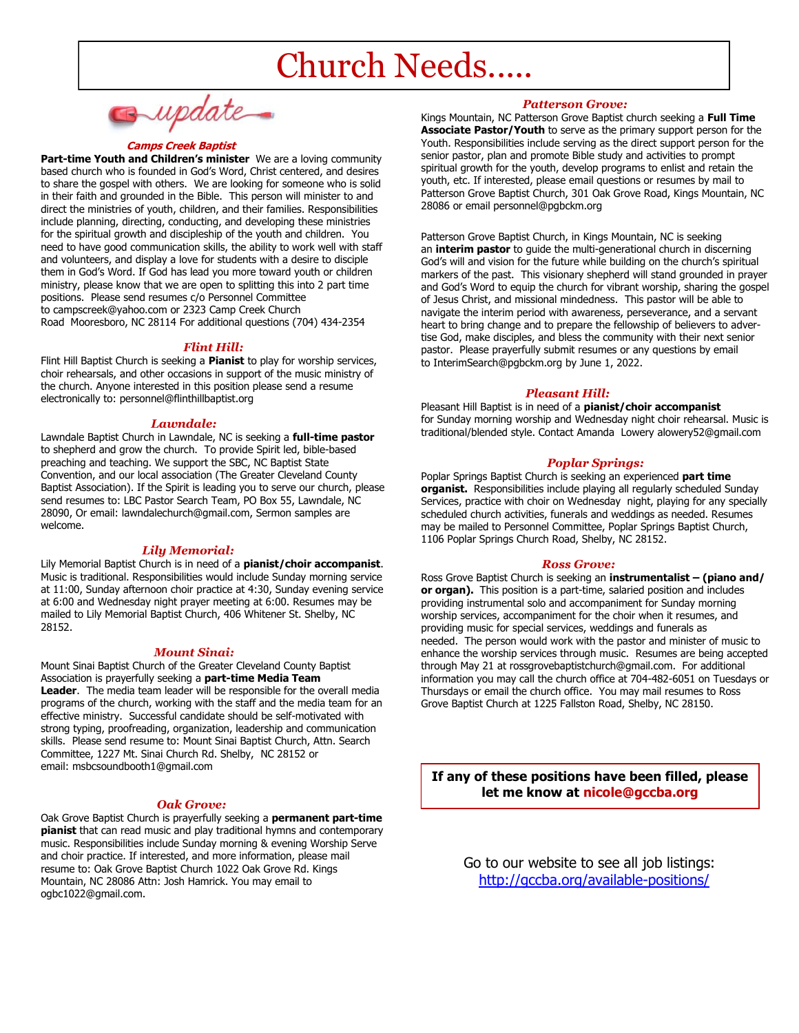# Church Needs.....

update

### Camps Creek Baptist

**Part-time Youth and Children's minister** We are a loving community based church who is founded in God's Word, Christ centered, and desires to share the gospel with others. We are looking for someone who is solid in their faith and grounded in the Bible. This person will minister to and direct the ministries of youth, children, and their families. Responsibilities include planning, directing, conducting, and developing these ministries for the spiritual growth and discipleship of the youth and children. You need to have good communication skills, the ability to work well with staff and volunteers, and display a love for students with a desire to disciple them in God's Word. If God has lead you more toward youth or children ministry, please know that we are open to splitting this into 2 part time positions. Please send resumes c/o Personnel Committee to campscreek@yahoo.com or 2323 Camp Creek Church Road Mooresboro, NC 28114 For additional questions (704) 434-2354

### Flint Hill:

Flint Hill Baptist Church is seeking a **Pianist** to play for worship services, choir rehearsals, and other occasions in support of the music ministry of the church. Anyone interested in this position please send a resume electronically to: personnel@flinthillbaptist.org

### Lawndale:

Lawndale Baptist Church in Lawndale, NC is seeking a **full-time pastor** to shepherd and grow the church. To provide Spirit led, bible-based preaching and teaching. We support the SBC, NC Baptist State Convention, and our local association (The Greater Cleveland County Baptist Association). If the Spirit is leading you to serve our church, please send resumes to: LBC Pastor Search Team, PO Box 55, Lawndale, NC 28090, Or email: lawndalechurch@gmail.com, Sermon samples are welcome.

### Lily Memorial:

Lily Memorial Baptist Church is in need of a **pianist/choir accompanist**. Music is traditional. Responsibilities would include Sunday morning service at 11:00, Sunday afternoon choir practice at 4:30, Sunday evening service at 6:00 and Wednesday night prayer meeting at 6:00. Resumes may be mailed to Lily Memorial Baptist Church, 406 Whitener St. Shelby, NC 28152.

### Mount Sinai:

Mount Sinai Baptist Church of the Greater Cleveland County Baptist Association is prayerfully seeking a **part-time Media Team Leader**. The media team leader will be responsible for the overall media programs of the church, working with the staff and the media team for an effective ministry. Successful candidate should be self-motivated with strong typing, proofreading, organization, leadership and communication skills. Please send resume to: Mount Sinai Baptist Church, Attn. Search Committee, 1227 Mt. Sinai Church Rd. Shelby, NC 28152 or email: msbcsoundbooth1@gmail.com

### Oak Grove:

Oak Grove Baptist Church is prayerfully seeking a **permanent part-time pianist** that can read music and play traditional hymns and contemporary music. Responsibilities include Sunday morning & evening Worship Serve and choir practice. If interested, and more information, please mail resume to: Oak Grove Baptist Church 1022 Oak Grove Rd. Kings Mountain, NC 28086 Attn: Josh Hamrick. You may email to ogbc1022@gmail.com.

### Patterson Grove:

Kings Mountain, NC Patterson Grove Baptist church seeking a **Full Time Associate Pastor/Youth** to serve as the primary support person for the Youth. Responsibilities include serving as the direct support person for the senior pastor, plan and promote Bible study and activities to prompt spiritual growth for the youth, develop programs to enlist and retain the youth, etc. If interested, please email questions or resumes by mail to Patterson Grove Baptist Church, 301 Oak Grove Road, Kings Mountain, NC 28086 or email personnel@pgbckm.org

Patterson Grove Baptist Church, in Kings Mountain, NC is seeking an **interim pastor** to guide the multi-generational church in discerning God's will and vision for the future while building on the church's spiritual markers of the past. This visionary shepherd will stand grounded in prayer and God's Word to equip the church for vibrant worship, sharing the gospel of Jesus Christ, and missional mindedness. This pastor will be able to navigate the interim period with awareness, perseverance, and a servant heart to bring change and to prepare the fellowship of believers to advertise God, make disciples, and bless the community with their next senior pastor. Please prayerfully submit resumes or any questions by email to InterimSearch@pgbckm.org by June 1, 2022.

### Pleasant Hill:

Pleasant Hill Baptist is in need of a **pianist/choir accompanist** for Sunday morning worship and Wednesday night choir rehearsal. Music is traditional/blended style. Contact Amanda Lowery alowery52@gmail.com

### Poplar Springs:

Poplar Springs Baptist Church is seeking an experienced **part time organist.** Responsibilities include playing all regularly scheduled Sunday Services, practice with choir on Wednesday night, playing for any specially scheduled church activities, funerals and weddings as needed. Resumes may be mailed to Personnel Committee, Poplar Springs Baptist Church, 1106 Poplar Springs Church Road, Shelby, NC 28152.

### Ross Grove:

Ross Grove Baptist Church is seeking an **instrumentalist – (piano and/or organ).** This position is a part-time, salaried position and includes providing instrumental solo and accompaniment for Sunday morning worship services, accompaniment for the choir when it resumes, and providing music for special services, weddings and funerals as needed. The person would work with the pastor and minister of music to enhance the worship services through music. Resumes are being accepted through May 21 at rossgrovebaptistchurch@gmail.com. For additional information you may call the church office at 704-482-6051 on Tuesdays or Thursdays or email the church office. You may mail resumes to Ross Grove Baptist Church at 1225 Fallston Road, Shelby, NC 28150.

**If any of these positions have been filled, please let me know at nicole@gccba.org**

Go to our website to see all job listings: http://gccba.org/available-positions/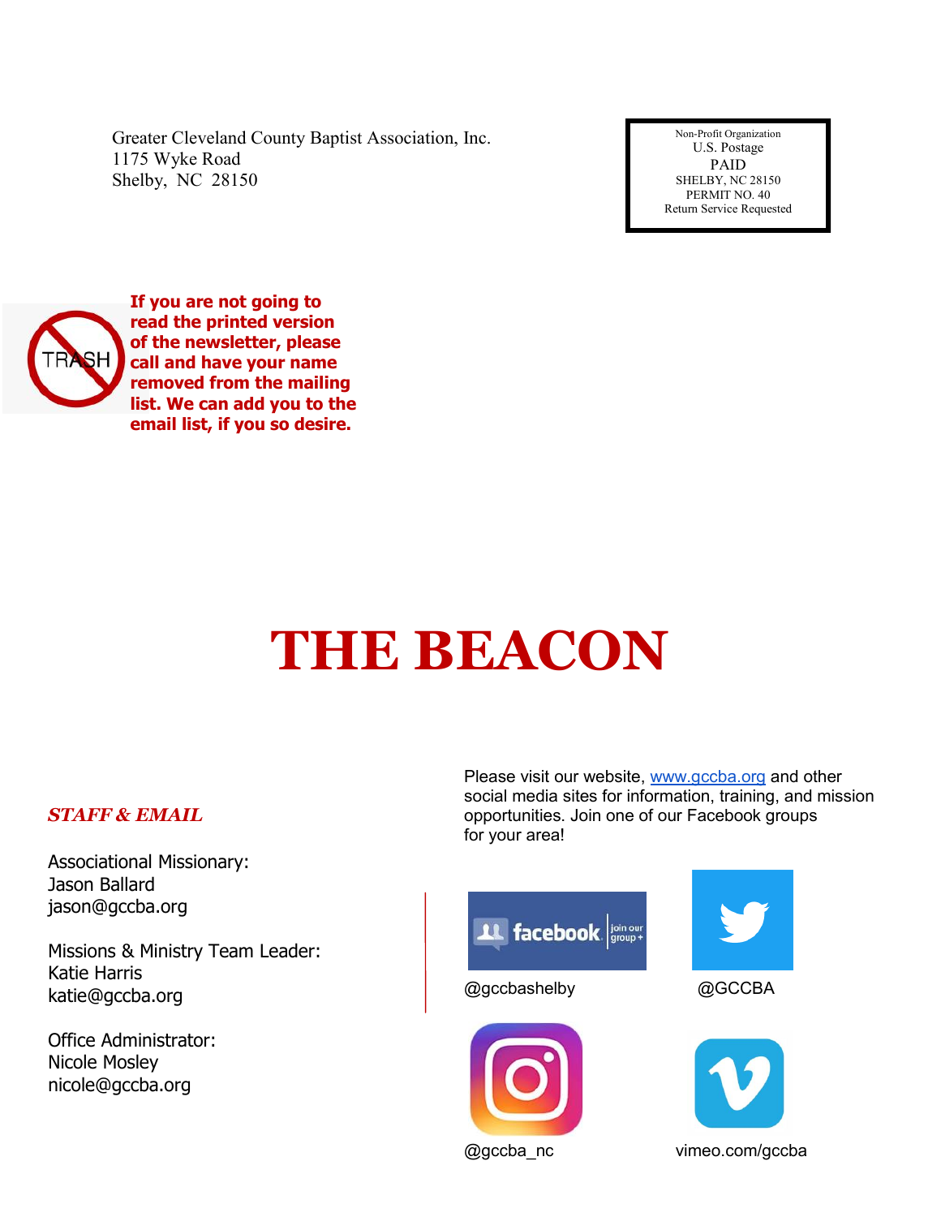Greater Cleveland County Baptist Association, Inc.
1175 Wyke Road
Shelby, NC 28150

Non-Profit Organization
U.S. Postage
PAID
SHELBY, NC 28150
PERMIT NO. 40
Return Service Requested

**If you are not going to read the printed version of the newsletter, please call and have your name removed from the mailing list. We can add you to the email list, if you so desire.**

# THE BEACON

***STAFF & EMAIL***

Associational Missionary:
Jason Ballard
jason@gccba.org

Missions & Ministry Team Leader:
Katie Harris
katie@gccba.org

Office Administrator:
Nicole Mosley
nicole@gccba.org

Please visit our website, www.gccba.org and other social media sites for information, training, and mission opportunities. Join one of our Facebook groups for your area!

@gccbashelby

@GCCBA

@gccba_nc

vimeo.com/gccba